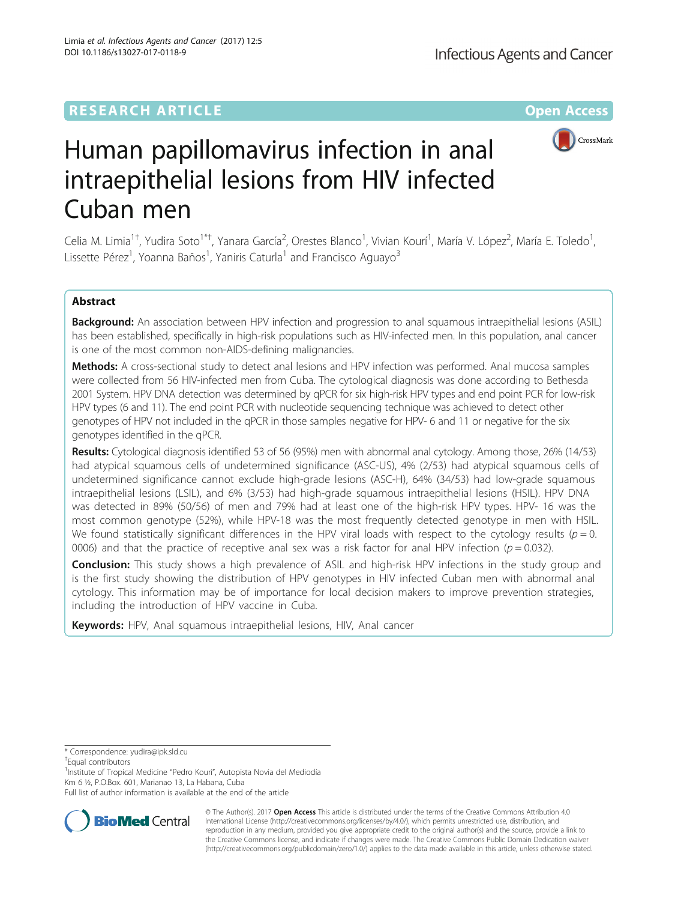RESEARCH ARTICLE

Open Access

# Human papillomavirus infection in anal intraepithelial lesions from HIV infected Cuban men

Celia M. Limia[1†], Yudira Soto[1*†], Yanara García[2], Orestes Blanco[1], Vivian Kourí[1], María V. López[2], María E. Toledo[1], Lissette Pérez[1], Yoanna Baños[1], Yaniris Caturla[1] and Francisco Aguayo[3]

## Abstract

**Background:** An association between HPV infection and progression to anal squamous intraepithelial lesions (ASIL) has been established, specifically in high-risk populations such as HIV-infected men. In this population, anal cancer is one of the most common non-AIDS-defining malignancies.

**Methods:** A cross-sectional study to detect anal lesions and HPV infection was performed. Anal mucosa samples were collected from 56 HIV-infected men from Cuba. The cytological diagnosis was done according to Bethesda 2001 System. HPV DNA detection was determined by qPCR for six high-risk HPV types and end point PCR for low-risk HPV types (6 and 11). The end point PCR with nucleotide sequencing technique was achieved to detect other genotypes of HPV not included in the qPCR in those samples negative for HPV- 6 and 11 or negative for the six genotypes identified in the qPCR.

**Results:** Cytological diagnosis identified 53 of 56 (95%) men with abnormal anal cytology. Among those, 26% (14/53) had atypical squamous cells of undetermined significance (ASC-US), 4% (2/53) had atypical squamous cells of undetermined significance cannot exclude high-grade lesions (ASC-H), 64% (34/53) had low-grade squamous intraepithelial lesions (LSIL), and 6% (3/53) had high-grade squamous intraepithelial lesions (HSIL). HPV DNA was detected in 89% (50/56) of men and 79% had at least one of the high-risk HPV types. HPV- 16 was the most common genotype (52%), while HPV-18 was the most frequently detected genotype in men with HSIL. We found statistically significant differences in the HPV viral loads with respect to the cytology results ($p = 0.0006$) and that the practice of receptive anal sex was a risk factor for anal HPV infection ($p = 0.032$).

**Conclusion:** This study shows a high prevalence of ASIL and high-risk HPV infections in the study group and is the first study showing the distribution of HPV genotypes in HIV infected Cuban men with abnormal anal cytology. This information may be of importance for local decision makers to improve prevention strategies, including the introduction of HPV vaccine in Cuba.

**Keywords:** HPV, Anal squamous intraepithelial lesions, HIV, Anal cancer

\* Correspondence: yudira@ipk.sld.cu

†Equal contributors

[1]Institute of Tropical Medicine "Pedro Kourí", Autopista Novia del Mediodía Km 6 ½, P.O.Box. 601, Marianao 13, La Habana, Cuba

Full list of author information is available at the end of the article

© The Author(s). 2017 **Open Access** This article is distributed under the terms of the Creative Commons Attribution 4.0 International License (http://creativecommons.org/licenses/by/4.0/), which permits unrestricted use, distribution, and reproduction in any medium, provided you give appropriate credit to the original author(s) and the source, provide a link to the Creative Commons license, and indicate if changes were made. The Creative Commons Public Domain Dedication waiver (http://creativecommons.org/publicdomain/zero/1.0/) applies to the data made available in this article, unless otherwise stated.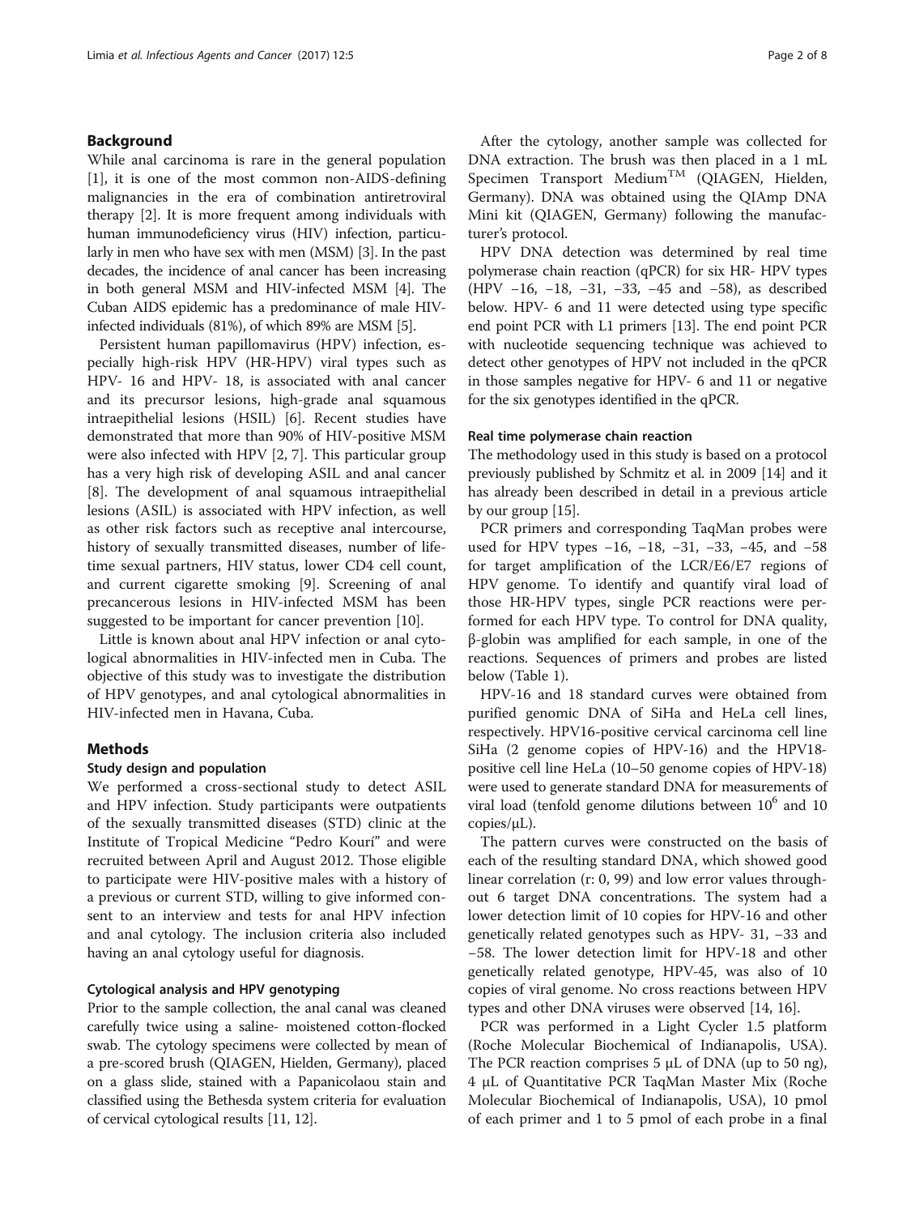## Background

While anal carcinoma is rare in the general population [1], it is one of the most common non-AIDS-defining malignancies in the era of combination antiretroviral therapy [2]. It is more frequent among individuals with human immunodeficiency virus (HIV) infection, particularly in men who have sex with men (MSM) [3]. In the past decades, the incidence of anal cancer has been increasing in both general MSM and HIV-infected MSM [4]. The Cuban AIDS epidemic has a predominance of male HIV-infected individuals (81%), of which 89% are MSM [5].

Persistent human papillomavirus (HPV) infection, especially high-risk HPV (HR-HPV) viral types such as HPV- 16 and HPV- 18, is associated with anal cancer and its precursor lesions, high-grade anal squamous intraepithelial lesions (HSIL) [6]. Recent studies have demonstrated that more than 90% of HIV-positive MSM were also infected with HPV [2, 7]. This particular group has a very high risk of developing ASIL and anal cancer [8]. The development of anal squamous intraepithelial lesions (ASIL) is associated with HPV infection, as well as other risk factors such as receptive anal intercourse, history of sexually transmitted diseases, number of lifetime sexual partners, HIV status, lower CD4 cell count, and current cigarette smoking [9]. Screening of anal precancerous lesions in HIV-infected MSM has been suggested to be important for cancer prevention [10].

Little is known about anal HPV infection or anal cytological abnormalities in HIV-infected men in Cuba. The objective of this study was to investigate the distribution of HPV genotypes, and anal cytological abnormalities in HIV-infected men in Havana, Cuba.

## Methods

### Study design and population

We performed a cross-sectional study to detect ASIL and HPV infection. Study participants were outpatients of the sexually transmitted diseases (STD) clinic at the Institute of Tropical Medicine "Pedro Kourí" and were recruited between April and August 2012. Those eligible to participate were HIV-positive males with a history of a previous or current STD, willing to give informed consent to an interview and tests for anal HPV infection and anal cytology. The inclusion criteria also included having an anal cytology useful for diagnosis.

### Cytological analysis and HPV genotyping

Prior to the sample collection, the anal canal was cleaned carefully twice using a saline- moistened cotton-flocked swab. The cytology specimens were collected by mean of a pre-scored brush (QIAGEN, Hielden, Germany), placed on a glass slide, stained with a Papanicolaou stain and classified using the Bethesda system criteria for evaluation of cervical cytological results [11, 12].

After the cytology, another sample was collected for DNA extraction. The brush was then placed in a 1 mL Specimen Transport Medium™ (QIAGEN, Hielden, Germany). DNA was obtained using the QIAmp DNA Mini kit (QIAGEN, Germany) following the manufacturer's protocol.

HPV DNA detection was determined by real time polymerase chain reaction (qPCR) for six HR- HPV types (HPV −16, −18, −31, −33, −45 and −58), as described below. HPV- 6 and 11 were detected using type specific end point PCR with L1 primers [13]. The end point PCR with nucleotide sequencing technique was achieved to detect other genotypes of HPV not included in the qPCR in those samples negative for HPV- 6 and 11 or negative for the six genotypes identified in the qPCR.

### Real time polymerase chain reaction

The methodology used in this study is based on a protocol previously published by Schmitz et al. in 2009 [14] and it has already been described in detail in a previous article by our group [15].

PCR primers and corresponding TaqMan probes were used for HPV types −16, −18, −31, −33, −45, and −58 for target amplification of the LCR/E6/E7 regions of HPV genome. To identify and quantify viral load of those HR-HPV types, single PCR reactions were performed for each HPV type. To control for DNA quality, β-globin was amplified for each sample, in one of the reactions. Sequences of primers and probes are listed below (Table 1).

HPV-16 and 18 standard curves were obtained from purified genomic DNA of SiHa and HeLa cell lines, respectively. HPV16-positive cervical carcinoma cell line SiHa (2 genome copies of HPV-16) and the HPV18-positive cell line HeLa (10–50 genome copies of HPV-18) were used to generate standard DNA for measurements of viral load (tenfold genome dilutions between $10^6$ and 10 copies/μL).

The pattern curves were constructed on the basis of each of the resulting standard DNA, which showed good linear correlation (r: 0, 99) and low error values throughout 6 target DNA concentrations. The system had a lower detection limit of 10 copies for HPV-16 and other genetically related genotypes such as HPV- 31, −33 and −58. The lower detection limit for HPV-18 and other genetically related genotype, HPV-45, was also of 10 copies of viral genome. No cross reactions between HPV types and other DNA viruses were observed [14, 16].

PCR was performed in a Light Cycler 1.5 platform (Roche Molecular Biochemical of Indianapolis, USA). The PCR reaction comprises 5 μL of DNA (up to 50 ng), 4 μL of Quantitative PCR TaqMan Master Mix (Roche Molecular Biochemical of Indianapolis, USA), 10 pmol of each primer and 1 to 5 pmol of each probe in a final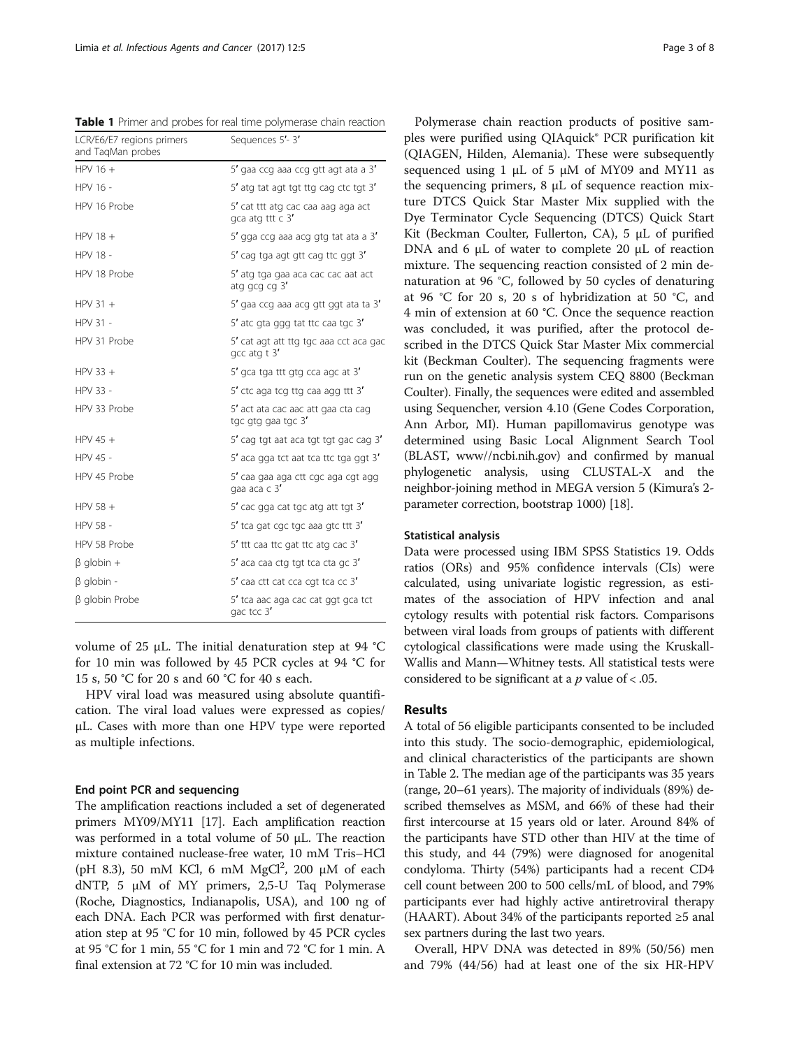**Table 1** Primer and probes for real time polymerase chain reaction

| LCR/E6/E7 regions primers and TaqMan probes | Sequences 5′- 3′ |
| --- | --- |
| HPV 16 + | 5′ gaa ccg aaa ccg gtt agt ata a 3′ |
| HPV 16 - | 5′ atg tat agt tgt ttg cag ctc tgt 3′ |
| HPV 16 Probe | 5′ cat ttt atg cac caa aag aga act gca atg ttt c 3′ |
| HPV 18 + | 5′ gga ccg aaa acg gtg tat ata a 3′ |
| HPV 18 - | 5′ cag tga agt gtt cag ttc ggt 3′ |
| HPV 18 Probe | 5′ atg tga gaa aca cac cac aat act atg gcg cg 3′ |
| HPV 31 + | 5′ gaa ccg aaa acg gtt ggt ata ta 3′ |
| HPV 31 - | 5′ atc gta ggg tat ttc caa tgc 3′ |
| HPV 31 Probe | 5′ cat agt att ttg tgc aaa cct aca gac gcc atg t 3′ |
| HPV 33 + | 5′ gca tga ttt gtg cca agc at 3′ |
| HPV 33 - | 5′ ctc aga tcg ttg caa agg ttt 3′ |
| HPV 33 Probe | 5′ act ata cac aac att gaa cta cag tgc gtg gaa tgc 3′ |
| HPV 45 + | 5′ cag tgt aat aca tgt tgt gac cag 3′ |
| HPV 45 - | 5′ aca gga tct aat tca ttc tga ggt 3′ |
| HPV 45 Probe | 5′ caa gaa aga ctt cgc aga cgt agg gaa aca c 3′ |
| HPV 58 + | 5′ cac gga cat tgc atg att tgt 3′ |
| HPV 58 - | 5′ tca gat cgc tgc aaa gtc ttt 3′ |
| HPV 58 Probe | 5′ ttt caa ttc gat ttc atg cac 3′ |
| β globin + | 5′ aca caa ctg tgt tca cta gc 3′ |
| β globin - | 5′ caa ctt cat cca cgt tca cc 3′ |
| β globin Probe | 5′ tca aac aga cac cat ggt gca tct gac tcc 3′ |

volume of 25 μL. The initial denaturation step at 94 °C for 10 min was followed by 45 PCR cycles at 94 °C for 15 s, 50 °C for 20 s and 60 °C for 40 s each.

HPV viral load was measured using absolute quantification. The viral load values were expressed as copies/μL. Cases with more than one HPV type were reported as multiple infections.

### End point PCR and sequencing

The amplification reactions included a set of degenerated primers MY09/MY11 [17]. Each amplification reaction was performed in a total volume of 50 μL. The reaction mixture contained nuclease-free water, 10 mM Tris–HCl (pH 8.3), 50 mM KCl, 6 mM $MgCl^2$, 200 μM of each dNTP, 5 μM of MY primers, 2,5-U Taq Polymerase (Roche, Diagnostics, Indianapolis, USA), and 100 ng of each DNA. Each PCR was performed with first denaturation step at 95 °C for 10 min, followed by 45 PCR cycles at 95 °C for 1 min, 55 °C for 1 min and 72 °C for 1 min. A final extension at 72 °C for 10 min was included.

Polymerase chain reaction products of positive samples were purified using QIAquick® PCR purification kit (QIAGEN, Hilden, Alemania). These were subsequently sequenced using 1 μL of 5 μM of MY09 and MY11 as the sequencing primers, 8 μL of sequence reaction mixture DTCS Quick Star Master Mix supplied with the Dye Terminator Cycle Sequencing (DTCS) Quick Start Kit (Beckman Coulter, Fullerton, CA), 5 μL of purified DNA and 6 μL of water to complete 20 μL of reaction mixture. The sequencing reaction consisted of 2 min denaturation at 96 °C, followed by 50 cycles of denaturing at 96 °C for 20 s, 20 s of hybridization at 50 °C, and 4 min of extension at 60 °C. Once the sequence reaction was concluded, it was purified, after the protocol described in the DTCS Quick Star Master Mix commercial kit (Beckman Coulter). The sequencing fragments were run on the genetic analysis system CEQ 8800 (Beckman Coulter). Finally, the sequences were edited and assembled using Sequencher, version 4.10 (Gene Codes Corporation, Ann Arbor, MI). Human papillomavirus genotype was determined using Basic Local Alignment Search Tool (BLAST, www//ncbi.nih.gov) and confirmed by manual phylogenetic analysis, using CLUSTAL-X and the neighbor-joining method in MEGA version 5 (Kimura's 2-parameter correction, bootstrap 1000) [18].

### Statistical analysis

Data were processed using IBM SPSS Statistics 19. Odds ratios (ORs) and 95% confidence intervals (CIs) were calculated, using univariate logistic regression, as estimates of the association of HPV infection and anal cytology results with potential risk factors. Comparisons between viral loads from groups of patients with different cytological classifications were made using the Kruskall-Wallis and Mann—Whitney tests. All statistical tests were considered to be significant at a $p$ value of < .05.

## Results

A total of 56 eligible participants consented to be included into this study. The socio-demographic, epidemiological, and clinical characteristics of the participants are shown in Table 2. The median age of the participants was 35 years (range, 20–61 years). The majority of individuals (89%) described themselves as MSM, and 66% of these had their first intercourse at 15 years old or later. Around 84% of the participants have STD other than HIV at the time of this study, and 44 (79%) were diagnosed for anogenital condyloma. Thirty (54%) participants had a recent CD4 cell count between 200 to 500 cells/mL of blood, and 79% participants ever had highly active antiretroviral therapy (HAART). About 34% of the participants reported ≥5 anal sex partners during the last two years.

Overall, HPV DNA was detected in 89% (50/56) men and 79% (44/56) had at least one of the six HR-HPV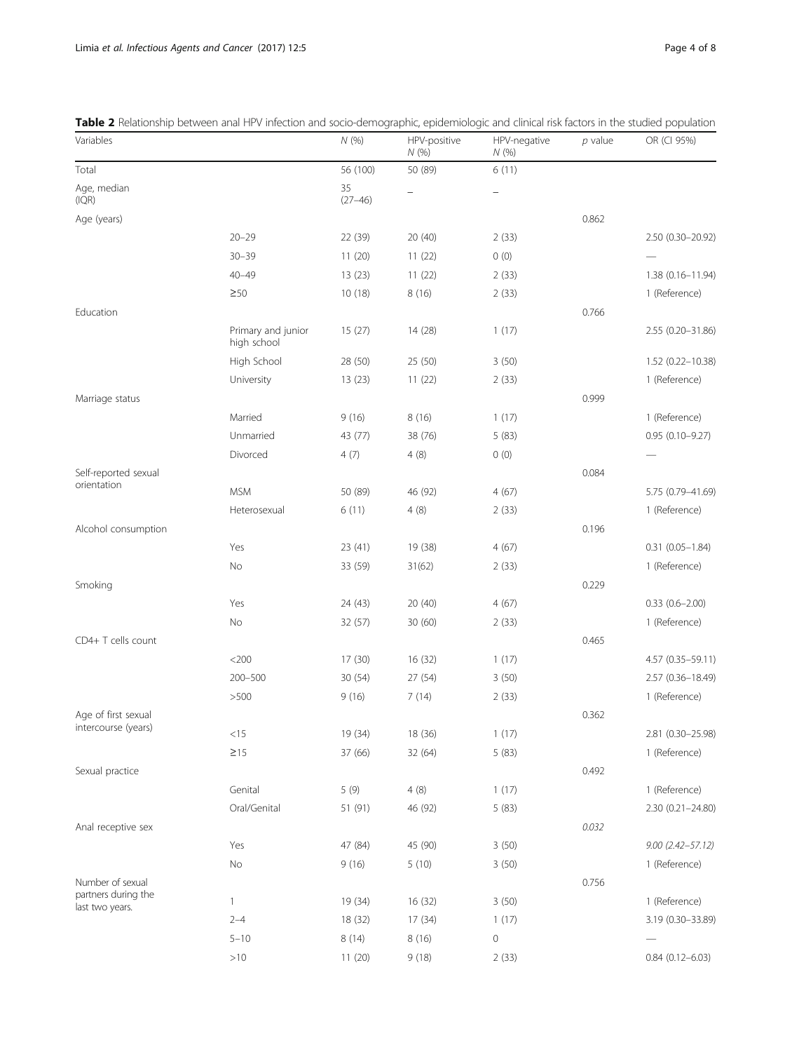**Table 2** Relationship between anal HPV infection and socio-demographic, epidemiologic and clinical risk factors in the studied population

| Variables | | N (%) | HPV-positive N (%) | HPV-negative N (%) | p value | OR (CI 95%) |
|---|---|---|---|---|---|---|
| Total | | 56 (100) | 50 (89) | 6 (11) | | |
| Age, median (IQR) | | 35 (27–46) | – | – | | |
| Age (years) | | | | | 0.862 | |
| | 20–29 | 22 (39) | 20 (40) | 2 (33) | | 2.50 (0.30–20.92) |
| | 30–39 | 11 (20) | 11 (22) | 0 (0) | | — |
| | 40–49 | 13 (23) | 11 (22) | 2 (33) | | 1.38 (0.16–11.94) |
| | ≥50 | 10 (18) | 8 (16) | 2 (33) | | 1 (Reference) |
| Education | | | | | 0.766 | |
| | Primary and junior high school | 15 (27) | 14 (28) | 1 (17) | | 2.55 (0.20–31.86) |
| | High School | 28 (50) | 25 (50) | 3 (50) | | 1.52 (0.22–10.38) |
| | University | 13 (23) | 11 (22) | 2 (33) | | 1 (Reference) |
| Marriage status | | | | | 0.999 | |
| | Married | 9 (16) | 8 (16) | 1 (17) | | 1 (Reference) |
| | Unmarried | 43 (77) | 38 (76) | 5 (83) | | 0.95 (0.10–9.27) |
| | Divorced | 4 (7) | 4 (8) | 0 (0) | | — |
| Self-reported sexual orientation | | | | | 0.084 | |
| | MSM | 50 (89) | 46 (92) | 4 (67) | | 5.75 (0.79–41.69) |
| | Heterosexual | 6 (11) | 4 (8) | 2 (33) | | 1 (Reference) |
| Alcohol consumption | | | | | 0.196 | |
| | Yes | 23 (41) | 19 (38) | 4 (67) | | 0.31 (0.05–1.84) |
| | No | 33 (59) | 31(62) | 2 (33) | | 1 (Reference) |
| Smoking | | | | | 0.229 | |
| | Yes | 24 (43) | 20 (40) | 4 (67) | | 0.33 (0.6–2.00) |
| | No | 32 (57) | 30 (60) | 2 (33) | | 1 (Reference) |
| CD4+ T cells count | | | | | 0.465 | |
| | <200 | 17 (30) | 16 (32) | 1 (17) | | 4.57 (0.35–59.11) |
| | 200–500 | 30 (54) | 27 (54) | 3 (50) | | 2.57 (0.36–18.49) |
| | >500 | 9 (16) | 7 (14) | 2 (33) | | 1 (Reference) |
| Age of first sexual intercourse (years) | | | | | 0.362 | |
| | <15 | 19 (34) | 18 (36) | 1 (17) | | 2.81 (0.30–25.98) |
| | ≥15 | 37 (66) | 32 (64) | 5 (83) | | 1 (Reference) |
| Sexual practice | | | | | 0.492 | |
| | Genital | 5 (9) | 4 (8) | 1 (17) | | 1 (Reference) |
| | Oral/Genital | 51 (91) | 46 (92) | 5 (83) | | 2.30 (0.21–24.80) |
| Anal receptive sex | | | | | *0.032* | |
| | Yes | 47 (84) | 45 (90) | 3 (50) | | *9.00 (2.42–57.12)* |
| | No | 9 (16) | 5 (10) | 3 (50) | | 1 (Reference) |
| Number of sexual partners during the last two years. | | | | | 0.756 | |
| | 1 | 19 (34) | 16 (32) | 3 (50) | | 1 (Reference) |
| | 2–4 | 18 (32) | 17 (34) | 1 (17) | | 3.19 (0.30–33.89) |
| | 5–10 | 8 (14) | 8 (16) | 0 | | — |
| | >10 | 11 (20) | 9 (18) | 2 (33) | | 0.84 (0.12–6.03) |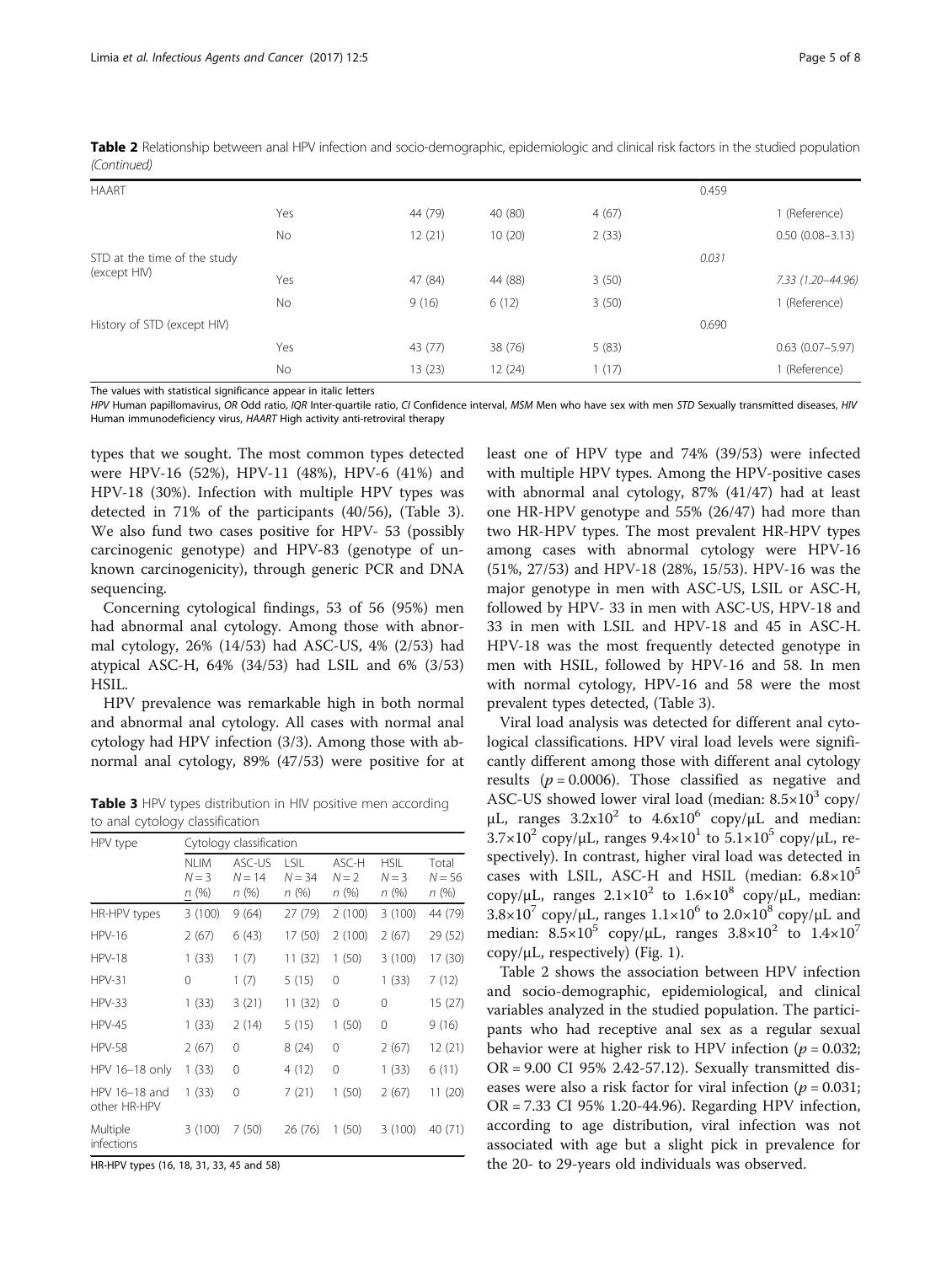**Table 2** Relationship between anal HPV infection and socio-demographic, epidemiologic and clinical risk factors in the studied population *(Continued)*

| | | | | | | |
|---|---|---|---|---|---|---|
| HAART | | | | | 0.459 | |
| | Yes | 44 (79) | 40 (80) | 4 (67) | | 1 (Reference) |
| | No | 12 (21) | 10 (20) | 2 (33) | | 0.50 (0.08–3.13) |
| STD at the time of the study (except HIV) | | | | | *0.031* | |
| | Yes | 47 (84) | 44 (88) | 3 (50) | | *7.33 (1.20–44.96)* |
| | No | 9 (16) | 6 (12) | 3 (50) | | 1 (Reference) |
| History of STD (except HIV) | | | | | 0.690 | |
| | Yes | 43 (77) | 38 (76) | 5 (83) | | 0.63 (0.07–5.97) |
| | No | 13 (23) | 12 (24) | 1 (17) | | 1 (Reference) |

The values with statistical significance appear in italic letters

*HPV* Human papillomavirus, *OR* Odd ratio, *IQR* Inter-quartile ratio, *CI* Confidence interval, *MSM* Men who have sex with men *STD* Sexually transmitted diseases, *HIV* Human immunodeficiency virus, *HAART* High activity anti-retroviral therapy

types that we sought. The most common types detected were HPV-16 (52%), HPV-11 (48%), HPV-6 (41%) and HPV-18 (30%). Infection with multiple HPV types was detected in 71% of the participants (40/56), (Table 3). We also fund two cases positive for HPV- 53 (possibly carcinogenic genotype) and HPV-83 (genotype of unknown carcinogenicity), through generic PCR and DNA sequencing.

Concerning cytological findings, 53 of 56 (95%) men had abnormal anal cytology. Among those with abnormal cytology, 26% (14/53) had ASC-US, 4% (2/53) had atypical ASC-H, 64% (34/53) had LSIL and 6% (3/53) HSIL.

HPV prevalence was remarkable high in both normal and abnormal anal cytology. All cases with normal anal cytology had HPV infection (3/3). Among those with abnormal anal cytology, 89% (47/53) were positive for at least one of HPV type and 74% (39/53) were infected with multiple HPV types. Among the HPV-positive cases with abnormal anal cytology, 87% (41/47) had at least one HR-HPV genotype and 55% (26/47) had more than two HR-HPV types. The most prevalent HR-HPV types among cases with abnormal cytology were HPV-16 (51%, 27/53) and HPV-18 (28%, 15/53). HPV-16 was the major genotype in men with ASC-US, LSIL or ASC-H, followed by HPV- 33 in men with ASC-US, HPV-18 and 33 in men with LSIL and HPV-18 and 45 in ASC-H. HPV-18 was the most frequently detected genotype in men with HSIL, followed by HPV-16 and 58. In men with normal cytology, HPV-16 and 58 were the most prevalent types detected, (Table 3).

**Table 3** HPV types distribution in HIV positive men according to anal cytology classification

| HPV type | Cytology classification | | | | | |
|---|---|---|---|---|---|---|
| | NLIM $N = 3$ n (%) | ASC-US $N = 14$ n (%) | LSIL $N = 34$ n (%) | ASC-H $N = 2$ n (%) | HSIL $N = 3$ n (%) | Total $N = 56$ n (%) |
| HR-HPV types | 3 (100) | 9 (64) | 27 (79) | 2 (100) | 3 (100) | 44 (79) |
| HPV-16 | 2 (67) | 6 (43) | 17 (50) | 2 (100) | 2 (67) | 29 (52) |
| HPV-18 | 1 (33) | 1 (7) | 11 (32) | 1 (50) | 3 (100) | 17 (30) |
| HPV-31 | 0 | 1 (7) | 5 (15) | 0 | 1 (33) | 7 (12) |
| HPV-33 | 1 (33) | 3 (21) | 11 (32) | 0 | 0 | 15 (27) |
| HPV-45 | 1 (33) | 2 (14) | 5 (15) | 1 (50) | 0 | 9 (16) |
| HPV-58 | 2 (67) | 0 | 8 (24) | 0 | 2 (67) | 12 (21) |
| HPV 16–18 only | 1 (33) | 0 | 4 (12) | 0 | 1 (33) | 6 (11) |
| HPV 16–18 and other HR-HPV | 1 (33) | 0 | 7 (21) | 1 (50) | 2 (67) | 11 (20) |
| Multiple infections | 3 (100) | 7 (50) | 26 (76) | 1 (50) | 3 (100) | 40 (71) |

HR-HPV types (16, 18, 31, 33, 45 and 58)

Viral load analysis was detected for different anal cytological classifications. HPV viral load levels were significantly different among those with different anal cytology results ($p = 0.0006$). Those classified as negative and ASC-US showed lower viral load (median: $8.5\times10^3$ copy/μL, ranges $3.2\text{x}10^2$ to $4.6\text{x}10^6$ copy/μL and median: $3.7\times10^2$ copy/μL, ranges $9.4\times10^1$ to $5.1\times10^5$ copy/μL, respectively). In contrast, higher viral load was detected in cases with LSIL, ASC-H and HSIL (median: $6.8\times10^5$ copy/μL, ranges $2.1\times10^2$ to $1.6\times10^8$ copy/μL, median: $3.8\times10^7$ copy/μL, ranges $1.1\times10^6$ to $2.0\times10^8$ copy/μL and median: $8.5\times10^5$ copy/μL, ranges $3.8\times10^2$ to $1.4\times10^7$ copy/μL, respectively) (Fig. 1).

Table 2 shows the association between HPV infection and socio-demographic, epidemiological, and clinical variables analyzed in the studied population. The participants who had receptive anal sex as a regular sexual behavior were at higher risk to HPV infection ($p = 0.032$; OR = 9.00 CI 95% 2.42-57.12). Sexually transmitted diseases were also a risk factor for viral infection ($p = 0.031$; OR = 7.33 CI 95% 1.20-44.96). Regarding HPV infection, according to age distribution, viral infection was not associated with age but a slight pick in prevalence for the 20- to 29-years old individuals was observed.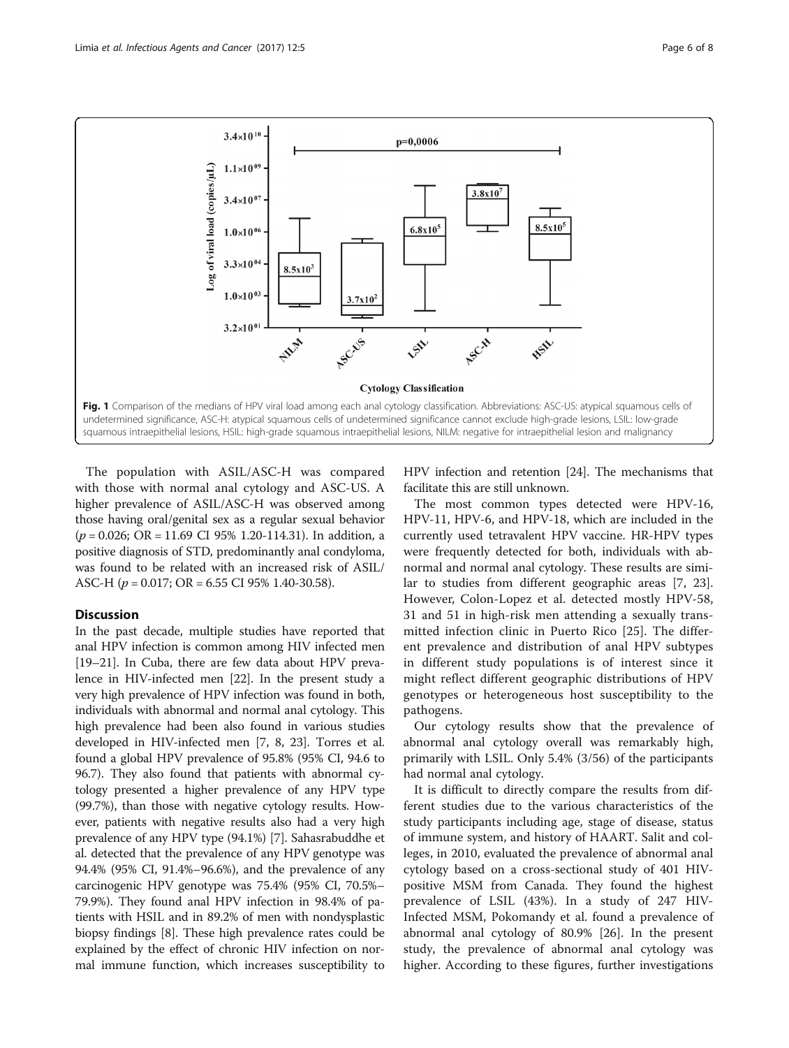Fig. 1 Comparison of the medians of HPV viral load among each anal cytology classification. Abbreviations: ASC-US: atypical squamous cells of undetermined significance, ASC-H: atypical squamous cells of undetermined significance cannot exclude high-grade lesions, LSIL: low-grade squamous intraepithelial lesions, HSIL: high-grade squamous intraepithelial lesions, NILM: negative for intraepithelial lesion and malignancy

The population with ASIL/ASC-H was compared with those with normal anal cytology and ASC-US. A higher prevalence of ASIL/ASC-H was observed among those having oral/genital sex as a regular sexual behavior ($p = 0.026$; OR = 11.69 CI 95% 1.20-114.31). In addition, a positive diagnosis of STD, predominantly anal condyloma, was found to be related with an increased risk of ASIL/ASC-H ($p = 0.017$; OR = 6.55 CI 95% 1.40-30.58).

## Discussion

In the past decade, multiple studies have reported that anal HPV infection is common among HIV infected men [19–21]. In Cuba, there are few data about HPV prevalence in HIV-infected men [22]. In the present study a very high prevalence of HPV infection was found in both, individuals with abnormal and normal anal cytology. This high prevalence had been also found in various studies developed in HIV-infected men [7, 8, 23]. Torres et al. found a global HPV prevalence of 95.8% (95% CI, 94.6 to 96.7). They also found that patients with abnormal cytology presented a higher prevalence of any HPV type (99.7%), than those with negative cytology results. However, patients with negative results also had a very high prevalence of any HPV type (94.1%) [7]. Sahasrabuddhe et al. detected that the prevalence of any HPV genotype was 94.4% (95% CI, 91.4%–96.6%), and the prevalence of any carcinogenic HPV genotype was 75.4% (95% CI, 70.5%–79.9%). They found anal HPV infection in 98.4% of patients with HSIL and in 89.2% of men with nondysplastic biopsy findings [8]. These high prevalence rates could be explained by the effect of chronic HIV infection on normal immune function, which increases susceptibility to HPV infection and retention [24]. The mechanisms that facilitate this are still unknown.

The most common types detected were HPV-16, HPV-11, HPV-6, and HPV-18, which are included in the currently used tetravalent HPV vaccine. HR-HPV types were frequently detected for both, individuals with abnormal and normal anal cytology. These results are similar to studies from different geographic areas [7, 23]. However, Colon-Lopez et al. detected mostly HPV-58, 31 and 51 in high-risk men attending a sexually transmitted infection clinic in Puerto Rico [25]. The different prevalence and distribution of anal HPV subtypes in different study populations is of interest since it might reflect different geographic distributions of HPV genotypes or heterogeneous host susceptibility to the pathogens.

Our cytology results show that the prevalence of abnormal anal cytology overall was remarkably high, primarily with LSIL. Only 5.4% (3/56) of the participants had normal anal cytology.

It is difficult to directly compare the results from different studies due to the various characteristics of the study participants including age, stage of disease, status of immune system, and history of HAART. Salit and colleges, in 2010, evaluated the prevalence of abnormal anal cytology based on a cross-sectional study of 401 HIV-positive MSM from Canada. They found the highest prevalence of LSIL (43%). In a study of 247 HIV-Infected MSM, Pokomandy et al. found a prevalence of abnormal anal cytology of 80.9% [26]. In the present study, the prevalence of abnormal anal cytology was higher. According to these figures, further investigations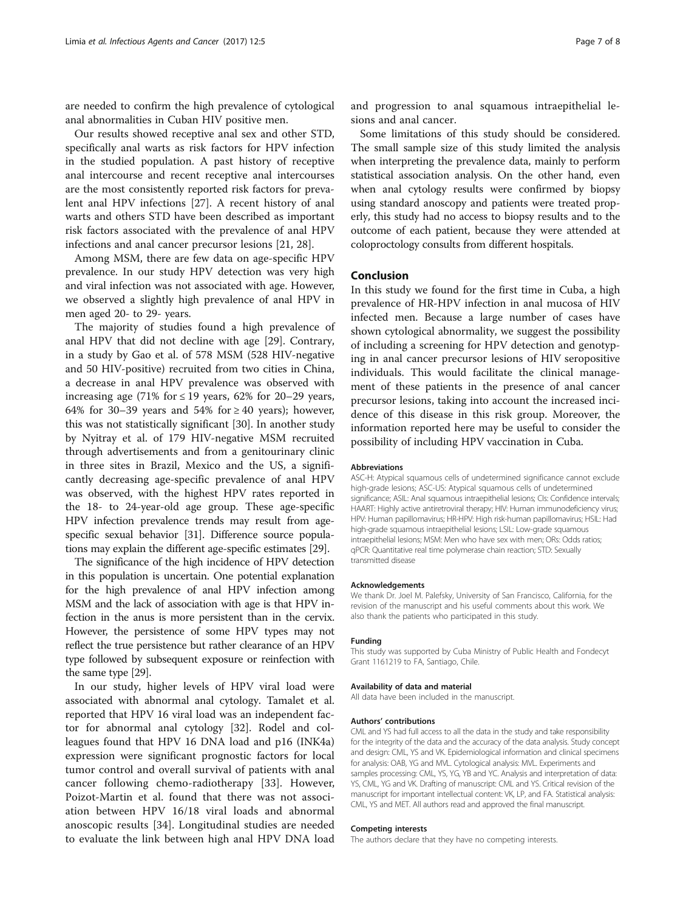are needed to confirm the high prevalence of cytological anal abnormalities in Cuban HIV positive men.

Our results showed receptive anal sex and other STD, specifically anal warts as risk factors for HPV infection in the studied population. A past history of receptive anal intercourse and recent receptive anal intercourses are the most consistently reported risk factors for prevalent anal HPV infections [27]. A recent history of anal warts and others STD have been described as important risk factors associated with the prevalence of anal HPV infections and anal cancer precursor lesions [21, 28].

Among MSM, there are few data on age-specific HPV prevalence. In our study HPV detection was very high and viral infection was not associated with age. However, we observed a slightly high prevalence of anal HPV in men aged 20- to 29- years.

The majority of studies found a high prevalence of anal HPV that did not decline with age [29]. Contrary, in a study by Gao et al. of 578 MSM (528 HIV-negative and 50 HIV-positive) recruited from two cities in China, a decrease in anal HPV prevalence was observed with increasing age (71% for ≤ 19 years, 62% for 20–29 years, 64% for 30–39 years and 54% for ≥ 40 years); however, this was not statistically significant [30]. In another study by Nyitray et al. of 179 HIV-negative MSM recruited through advertisements and from a genitourinary clinic in three sites in Brazil, Mexico and the US, a significantly decreasing age-specific prevalence of anal HPV was observed, with the highest HPV rates reported in the 18- to 24-year-old age group. These age-specific HPV infection prevalence trends may result from age-specific sexual behavior [31]. Difference source populations may explain the different age-specific estimates [29].

The significance of the high incidence of HPV detection in this population is uncertain. One potential explanation for the high prevalence of anal HPV infection among MSM and the lack of association with age is that HPV infection in the anus is more persistent than in the cervix. However, the persistence of some HPV types may not reflect the true persistence but rather clearance of an HPV type followed by subsequent exposure or reinfection with the same type [29].

In our study, higher levels of HPV viral load were associated with abnormal anal cytology. Tamalet et al. reported that HPV 16 viral load was an independent factor for abnormal anal cytology [32]. Rodel and colleagues found that HPV 16 DNA load and p16 (INK4a) expression were significant prognostic factors for local tumor control and overall survival of patients with anal cancer following chemo-radiotherapy [33]. However, Poizot-Martin et al. found that there was not association between HPV 16/18 viral loads and abnormal anoscopic results [34]. Longitudinal studies are needed to evaluate the link between high anal HPV DNA load and progression to anal squamous intraepithelial lesions and anal cancer.

Some limitations of this study should be considered. The small sample size of this study limited the analysis when interpreting the prevalence data, mainly to perform statistical association analysis. On the other hand, even when anal cytology results were confirmed by biopsy using standard anoscopy and patients were treated properly, this study had no access to biopsy results and to the outcome of each patient, because they were attended at coloproctology consults from different hospitals.

## Conclusion

In this study we found for the first time in Cuba, a high prevalence of HR-HPV infection in anal mucosa of HIV infected men. Because a large number of cases have shown cytological abnormality, we suggest the possibility of including a screening for HPV detection and genotyping in anal cancer precursor lesions of HIV seropositive individuals. This would facilitate the clinical management of these patients in the presence of anal cancer precursor lesions, taking into account the increased incidence of this disease in this risk group. Moreover, the information reported here may be useful to consider the possibility of including HPV vaccination in Cuba.

#### Abbreviations

ASC-H: Atypical squamous cells of undetermined significance cannot exclude high-grade lesions; ASC-US: Atypical squamous cells of undetermined significance; ASIL: Anal squamous intraepithelial lesions; CIs: Confidence intervals; HAART: Highly active antiretroviral therapy; HIV: Human immunodeficiency virus; HPV: Human papillomavirus; HR-HPV: High risk-human papillomavirus; HSIL: Had high-grade squamous intraepithelial lesions; LSIL: Low-grade squamous intraepithelial lesions; MSM: Men who have sex with men; ORs: Odds ratios; qPCR: Quantitative real time polymerase chain reaction; STD: Sexually transmitted disease

#### Acknowledgements

We thank Dr. Joel M. Palefsky, University of San Francisco, California, for the revision of the manuscript and his useful comments about this work. We also thank the patients who participated in this study.

#### Funding

This study was supported by Cuba Ministry of Public Health and Fondecyt Grant 1161219 to FA, Santiago, Chile.

#### Availability of data and material

All data have been included in the manuscript.

#### Authors' contributions

CML and YS had full access to all the data in the study and take responsibility for the integrity of the data and the accuracy of the data analysis. Study concept and design: CML, YS and VK. Epidemiological information and clinical specimens for analysis: OAB, YG and MVL. Cytological analysis: MVL. Experiments and samples processing: CML, YS, YG, YB and YC. Analysis and interpretation of data: YS, CML, YG and VK. Drafting of manuscript: CML and YS. Critical revision of the manuscript for important intellectual content: VK, LP, and FA. Statistical analysis: CML, YS and MET. All authors read and approved the final manuscript.

#### Competing interests

The authors declare that they have no competing interests.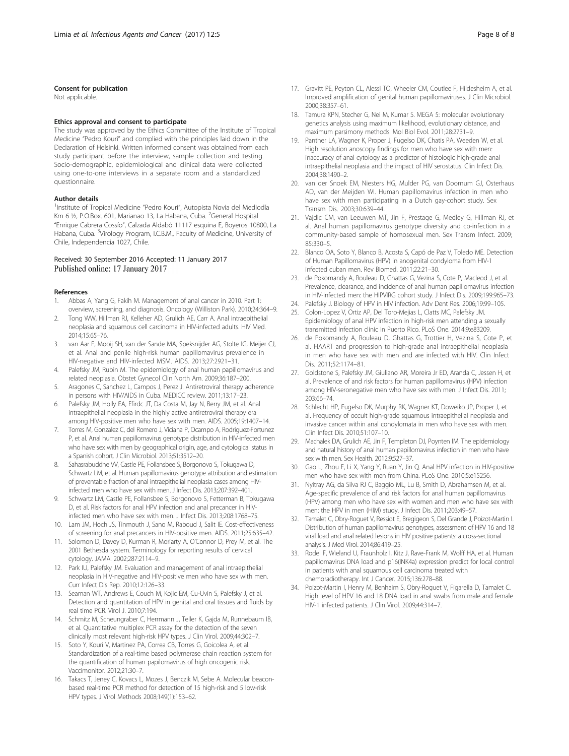#### Consent for publication

Not applicable.

#### Ethics approval and consent to participate

The study was approved by the Ethics Committee of the Institute of Tropical Medicine "Pedro Kourí" and complied with the principles laid down in the Declaration of Helsinki. Written informed consent was obtained from each study participant before the interview, sample collection and testing. Socio-demographic, epidemiological and clinical data were collected using one-to-one interviews in a separate room and a standardized questionnaire.

#### Author details

[1]Institute of Tropical Medicine "Pedro Kourí", Autopista Novia del Mediodía Km 6 ½, P.O.Box. 601, Marianao 13, La Habana, Cuba. [2]General Hospital "Enrique Cabrera Cossío", Calzada Aldabó 11117 esquina E, Boyeros 10800, La Habana, Cuba. [3]Virology Program, I.C.B.M., Faculty of Medicine, University of Chile, Independencia 1027, Chile.

Received: 30 September 2016 Accepted: 11 January 2017
Published online: 17 January 2017

#### References

1. Abbas A, Yang G, Fakih M. Management of anal cancer in 2010. Part 1: overview, screening, and diagnosis. Oncology (Williston Park). 2010;24:364–9.
2. Tong WW, Hillman RJ, Kelleher AD, Grulich AE, Carr A. Anal intraepithelial neoplasia and squamous cell carcinoma in HIV-infected adults. HIV Med. 2014;15:65–76.
3. van Aar F, Mooij SH, van der Sande MA, Speksnijder AG, Stolte IG, Meijer CJ, et al. Anal and penile high-risk human papillomavirus prevalence in HIV-negative and HIV-infected MSM. AIDS. 2013;27:2921–31.
4. Palefsky JM, Rubin M. The epidemiology of anal human papillomavirus and related neoplasia. Obstet Gynecol Clin North Am. 2009;36:187–200.
5. Aragones C, Sanchez L, Campos J, Perez J. Antiretroviral therapy adherence in persons with HIV/AIDS in Cuba. MEDICC review. 2011;13:17–23.
6. Palefsky JM, Holly EA, Efirdc JT, Da Costa M, Jay N, Berry JM, et al. Anal intraepithelial neoplasia in the highly active antiretroviral therapy era among HIV-positive men who have sex with men. AIDS. 2005;19:1407–14.
7. Torres M, Gonzalez C, del Romero J, Viciana P, Ocampo A, Rodriguez-Fortunez P, et al. Anal human papillomavirus genotype distribution in HIV-infected men who have sex with men by geographical origin, age, and cytological status in a Spanish cohort. J Clin Microbiol. 2013;51:3512–20.
8. Sahasrabuddhe VV, Castle PE, Follansbee S, Borgonovo S, Tokugawa D, Schwartz LM, et al. Human papillomavirus genotype attribution and estimation of preventable fraction of anal intraepithelial neoplasia cases among HIV-infected men who have sex with men. J Infect Dis. 2013;207:392–401.
9. Schwartz LM, Castle PE, Follansbee S, Borgonovo S, Fetterman B, Tokugawa D, et al. Risk factors for anal HPV infection and anal precancer in HIV-infected men who have sex with men. J Infect Dis. 2013;208:1768–75.
10. Lam JM, Hoch JS, Tinmouth J, Sano M, Raboud J, Salit IE. Cost-effectiveness of screening for anal precancers in HIV-positive men. AIDS. 2011;25:635–42.
11. Solomon D, Davey D, Kurman R, Moriarty A, O'Connor D, Prey M, et al. The 2001 Bethesda system. Terminology for reporting results of cervical cytology. JAMA. 2002;287:2114–9.
12. Park IU, Palefsky JM. Evaluation and management of anal intraepithelial neoplasia in HIV-negative and HIV-positive men who have sex with men. Curr Infect Dis Rep. 2010;12:126–33.
13. Seaman WT, Andrews E, Couch M, Kojic EM, Cu-Uvin S, Palefsky J, et al. Detection and quantitation of HPV in genital and oral tissues and fluids by real time PCR. Virol J. 2010;7:194.
14. Schmitz M, Scheungraber C, Herrmann J, Teller K, Gajda M, Runnebaum IB, et al. Quantitative multiplex PCR assay for the detection of the seven clinically most relevant high-risk HPV types. J Clin Virol. 2009;44:302–7.
15. Soto Y, Kouri V, Martinez PA, Correa CB, Torres G, Goicolea A, et al. Standardization of a real-time based polymerase chain reaction system for the quantification of human papilomavirus of high oncogenic risk. Vaccimonitor. 2012;21:30–7.
16. Takacs T, Jeney C, Kovacs L, Mozes J, Benczik M, Sebe A. Molecular beacon-based real-time PCR method for detection of 15 high-risk and 5 low-risk HPV types. J Virol Methods 2008;149(1):153–62.
17. Gravitt PE, Peyton CL, Alessi TQ, Wheeler CM, Coutlee F, Hildesheim A, et al. Improved amplification of genital human papillomaviruses. J Clin Microbiol. 2000;38:357–61.
18. Tamura KPN, Stecher G, Nei M, Kumar S. MEGA 5: molecular evolutionary genetics analysis using maximum likelihood, evolutionary distance, and maximum parsimony methods. Mol Biol Evol. 2011;28:2731–9.
19. Panther LA, Wagner K, Proper J, Fugelso DK, Chatis PA, Weeden W, et al. High resolution anoscopy findings for men who have sex with men: inaccuracy of anal cytology as a predictor of histologic high-grade anal intraepithelial neoplasia and the impact of HIV serostatus. Clin Infect Dis. 2004;38:1490–2.
20. van der Snoek EM, Niesters HG, Mulder PG, van Doornum GJ, Osterhaus AD, van der Meijden WI. Human papillomavirus infection in men who have sex with men participating in a Dutch gay-cohort study. Sex Transm Dis. 2003;30:639–44.
21. Vajdic CM, van Leeuwen MT, Jin F, Prestage G, Medley G, Hillman RJ, et al. Anal human papillomavirus genotype diversity and co-infection in a community-based sample of homosexual men. Sex Transm Infect. 2009; 85:330–5.
22. Blanco OA, Soto Y, Blanco B, Acosta S, Capó de Paz V, Toledo ME. Detection of Human Papillomavirus (HPV) in anogenital condyloma from HIV-1 infected cuban men. Rev Biomed. 2011;22:21–30.
23. de Pokomandy A, Rouleau D, Ghattas G, Vezina S, Cote P, Macleod J, et al. Prevalence, clearance, and incidence of anal human papillomavirus infection in HIV-infected men: the HIPVIRG cohort study. J Infect Dis. 2009;199:965–73.
24. Palefsky J. Biology of HPV in HIV infection. Adv Dent Res. 2006;19:99–105.
25. Colon-Lopez V, Ortiz AP, Del Toro-Mejias L, Clatts MC, Palefsky JM. Epidemiology of anal HPV infection in high-risk men attending a sexually transmitted infection clinic in Puerto Rico. PLoS One. 2014;9:e83209.
26. de Pokomandy A, Rouleau D, Ghattas G, Trottier H, Vezina S, Cote P, et al. HAART and progression to high-grade anal intraepithelial neoplasia in men who have sex with men and are infected with HIV. Clin Infect Dis. 2011;52:1174–81.
27. Goldstone S, Palefsky JM, Giuliano AR, Moreira Jr ED, Aranda C, Jessen H, et al. Prevalence of and risk factors for human papillomavirus (HPV) infection among HIV-seronegative men who have sex with men. J Infect Dis. 2011; 203:66–74.
28. Schlecht HP, Fugelso DK, Murphy RK, Wagner KT, Doweiko JP, Proper J, et al. Frequency of occult high-grade squamous intraepithelial neoplasia and invasive cancer within anal condylomata in men who have sex with men. Clin Infect Dis. 2010;51:107–10.
29. Machalek DA, Grulich AE, Jin F, Templeton DJ, Poynten IM. The epidemiology and natural history of anal human papillomavirus infection in men who have sex with men. Sex Health. 2012;9:527–37.
30. Gao L, Zhou F, Li X, Yang Y, Ruan Y, Jin Q. Anal HPV infection in HIV-positive men who have sex with men from China. PLoS One. 2010;5:e15256.
31. Nyitray AG, da Silva RJ C, Baggio ML, Lu B, Smith D, Abrahamsen M, et al. Age-specific prevalence of and risk factors for anal human papillomavirus (HPV) among men who have sex with women and men who have sex with men: the HPV in men (HIM) study. J Infect Dis. 2011;203:49–57.
32. Tamalet C, Obry-Roguet V, Ressiot E, Bregigeon S, Del Grande J, Poizot-Martin I. Distribution of human papillomavirus genotypes, assessment of HPV 16 and 18 viral load and anal related lesions in HIV positive patients: a cross-sectional analysis. J Med Virol. 2014;86:419–25.
33. Rodel F, Wieland U, Fraunholz I, Kitz J, Rave-Frank M, Wolff HA, et al. Human papillomavirus DNA load and p16(INK4a) expression predict for local control in patients with anal squamous cell carcinoma treated with chemoradiotherapy. Int J Cancer. 2015;136:278–88.
34. Poizot-Martin I, Henry M, Benhaim S, Obry-Roguet V, Figarella D, Tamalet C. High level of HPV 16 and 18 DNA load in anal swabs from male and female HIV-1 infected patients. J Clin Virol. 2009;44:314–7.